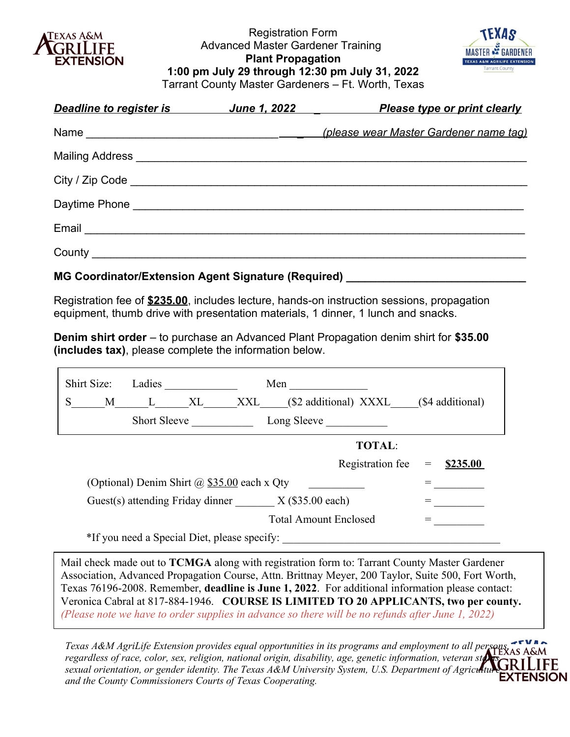Registration Form
Advanced Master Gardener Training
**Plant Propagation**
**1:00 pm July 29 through 12:30 pm July 31, 2022**
Tarrant County Master Gardeners – Ft. Worth, Texas

***Deadline to register is June 1, 2022 _ Please type or print clearly***

Name ________________________________ _*(please wear Master Gardener name tag)*

Mailing Address ______________________________________________________________

City / Zip Code ______________________________________________________________

Daytime Phone _______________________________________________________________

Email _______________________________________________________________________

County ______________________________________________________________________

**MG Coordinator/Extension Agent Signature (Required)** ____________________________

Registration fee of **$235.00**, includes lecture, hands-on instruction sessions, propagation equipment, thumb drive with presentation materials, 1 dinner, 1 lunch and snacks.

**Denim shirt order** – to purchase an Advanced Plant Propagation denim shirt for **$35.00 (includes tax)**, please complete the information below.

Shirt Size: Ladies ____________ Men _____________

S_____M_____L_____XL_____XXL____($2 additional) XXXL____($4 additional)

Short Sleeve __________ Long Sleeve __________

**TOTAL**:

Registration fee = **$235.00**

(Optional) Denim Shirt @ $35.00 each x Qty __________ = _________

Guest(s) attending Friday dinner _______ X ($35.00 each) = _________

Total Amount Enclosed = _________

*If you need a Special Diet, please specify: ____________________________________

Mail check made out to **TCMGA** along with registration form to: Tarrant County Master Gardener Association, Advanced Propagation Course, Attn. Brittnay Meyer, 200 Taylor, Suite 500, Fort Worth, Texas 76196-2008. Remember, **deadline is June 1, 2022**. For additional information please contact: Veronica Cabral at 817-884-1946. **COURSE IS LIMITED TO 20 APPLICANTS, two per county.** *(Please note we have to order supplies in advance so there will be no refunds after June 1, 2022)*

*Texas A&M AgriLife Extension provides equal opportunities in its programs and employment to all persons, regardless of race, color, sex, religion, national origin, disability, age, genetic information, veteran status, sexual orientation, or gender identity. The Texas A&M University System, U.S. Department of Agriculture, and the County Commissioners Courts of Texas Cooperating.*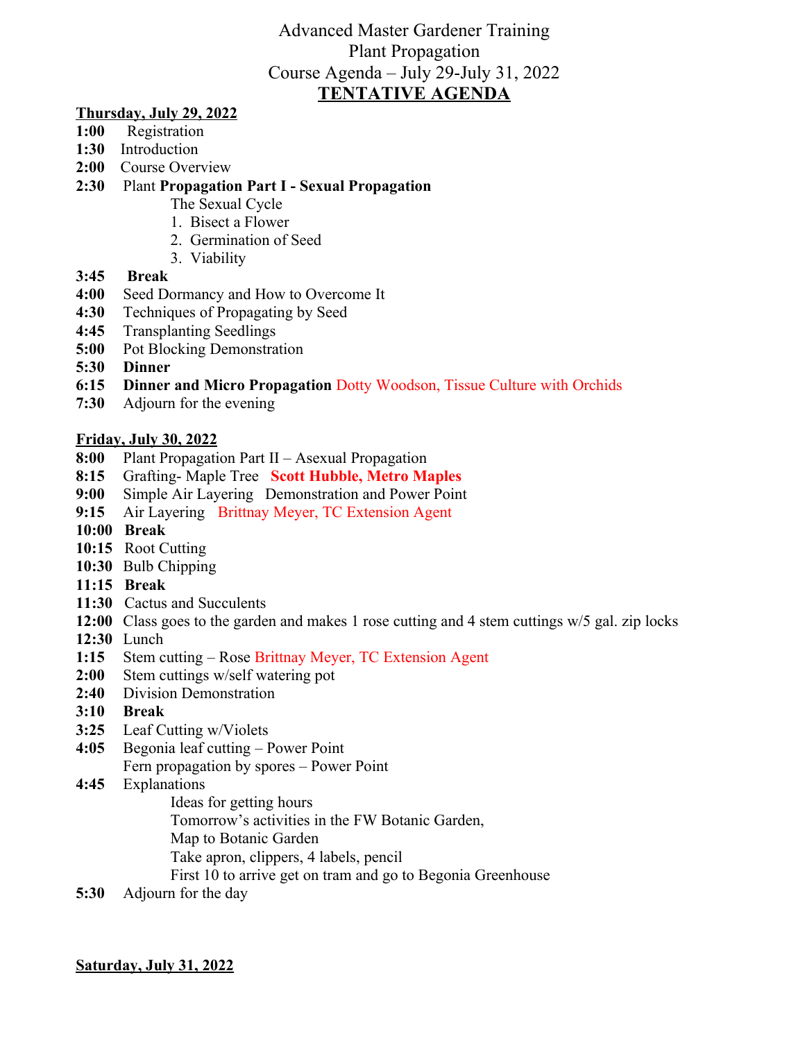# Advanced Master Gardener Training
## Plant Propagation
## Course Agenda – July 29-July 31, 2022
## TENTATIVE AGENDA

**Thursday, July 29, 2022**

**1:00** Registration
**1:30** Introduction
**2:00** Course Overview
**2:30** Plant **Propagation Part I - Sexual Propagation**
The Sexual Cycle
1. Bisect a Flower
2. Germination of Seed
3. Viability

**3:45** **Break**
**4:00** Seed Dormancy and How to Overcome It
**4:30** Techniques of Propagating by Seed
**4:45** Transplanting Seedlings
**5:00** Pot Blocking Demonstration
**5:30** **Dinner**
**6:15** **Dinner and Micro Propagation** Dotty Woodson, Tissue Culture with Orchids
**7:30** Adjourn for the evening

**Friday, July 30, 2022**

**8:00** Plant Propagation Part II – Asexual Propagation
**8:15** Grafting- Maple Tree **Scott Hubble, Metro Maples**
**9:00** Simple Air Layering Demonstration and Power Point
**9:15** Air Layering Brittnay Meyer, TC Extension Agent
**10:00** **Break**
**10:15** Root Cutting
**10:30** Bulb Chipping
**11:15** **Break**
**11:30** Cactus and Succulents
**12:00** Class goes to the garden and makes 1 rose cutting and 4 stem cuttings w/5 gal. zip locks
**12:30** Lunch
**1:15** Stem cutting – Rose Brittnay Meyer, TC Extension Agent
**2:00** Stem cuttings w/self watering pot
**2:40** Division Demonstration
**3:10** **Break**
**3:25** Leaf Cutting w/Violets
**4:05** Begonia leaf cutting – Power Point
Fern propagation by spores – Power Point
**4:45** Explanations
Ideas for getting hours
Tomorrow's activities in the FW Botanic Garden,
Map to Botanic Garden
Take apron, clippers, 4 labels, pencil
First 10 to arrive get on tram and go to Begonia Greenhouse

**5:30** Adjourn for the day

**Saturday, July 31, 2022**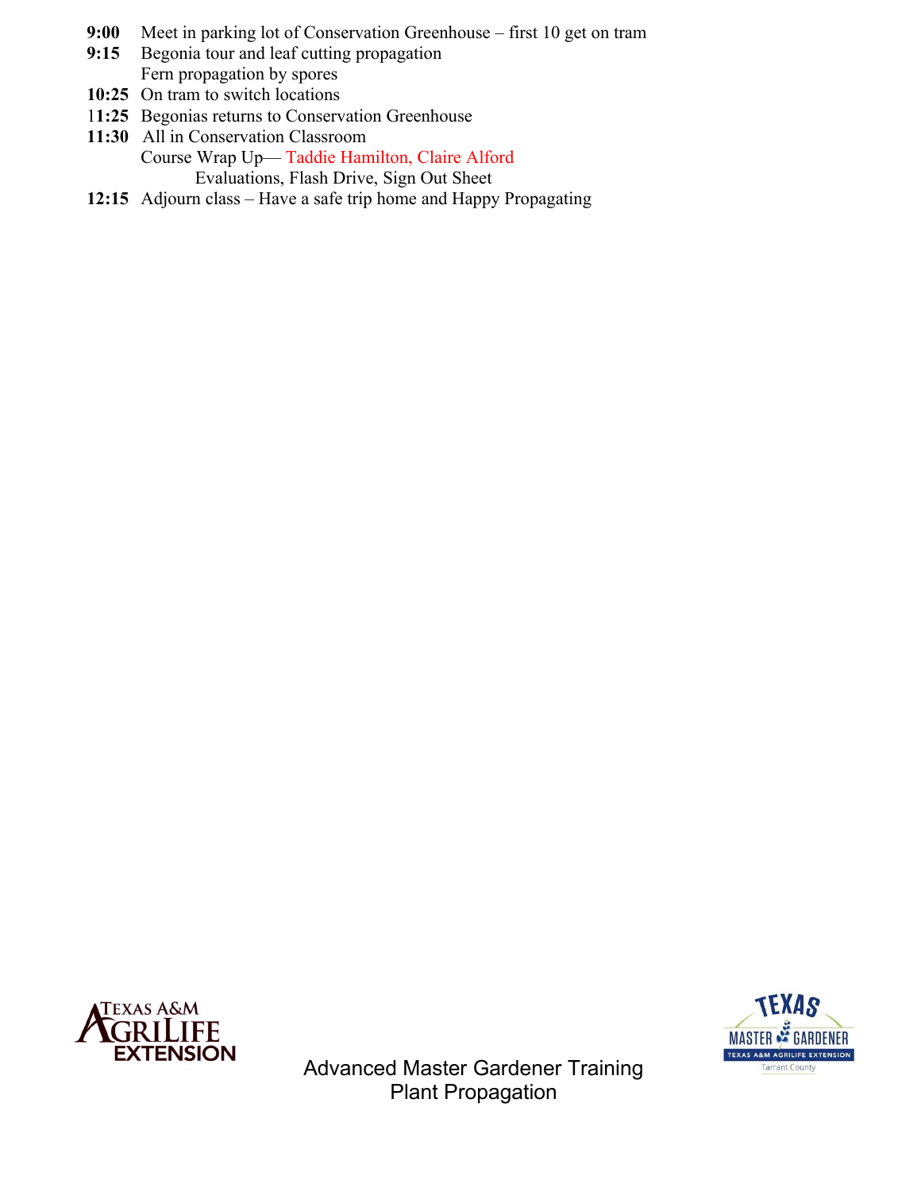**9:00** Meet in parking lot of Conservation Greenhouse – first 10 get on tram

**9:15** Begonia tour and leaf cutting propagation
Fern propagation by spores

**10:25** On tram to switch locations

**11:25** Begonias returns to Conservation Greenhouse

**11:30** All in Conservation Classroom
Course Wrap Up— Taddie Hamilton, Claire Alford
Evaluations, Flash Drive, Sign Out Sheet

**12:15** Adjourn class – Have a safe trip home and Happy Propagating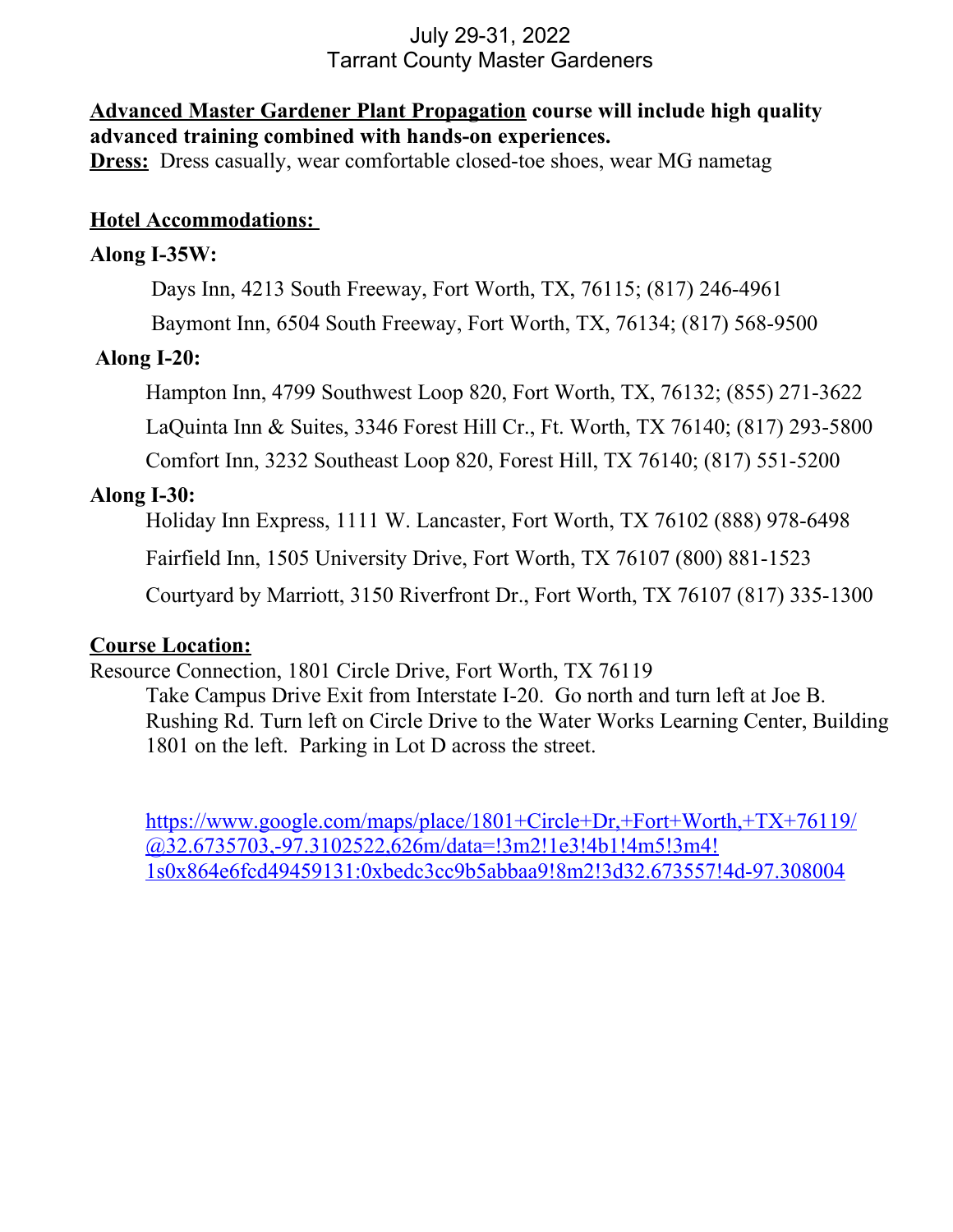July 29-31, 2022
Tarrant County Master Gardeners

**Advanced Master Gardener Plant Propagation course will include high quality advanced training combined with hands-on experiences.**

**Dress:** Dress casually, wear comfortable closed-toe shoes, wear MG nametag

**Hotel Accommodations:**

**Along I-35W:**

Days Inn, 4213 South Freeway, Fort Worth, TX, 76115; (817) 246-4961

Baymont Inn, 6504 South Freeway, Fort Worth, TX, 76134; (817) 568-9500

**Along I-20:**

Hampton Inn, 4799 Southwest Loop 820, Fort Worth, TX, 76132; (855) 271-3622

LaQuinta Inn & Suites, 3346 Forest Hill Cr., Ft. Worth, TX 76140; (817) 293-5800

Comfort Inn, 3232 Southeast Loop 820, Forest Hill, TX 76140; (817) 551-5200

**Along I-30:**

Holiday Inn Express, 1111 W. Lancaster, Fort Worth, TX 76102 (888) 978-6498

Fairfield Inn, 1505 University Drive, Fort Worth, TX 76107 (800) 881-1523

Courtyard by Marriott, 3150 Riverfront Dr., Fort Worth, TX 76107 (817) 335-1300

**Course Location:**

Resource Connection, 1801 Circle Drive, Fort Worth, TX 76119

Take Campus Drive Exit from Interstate I-20. Go north and turn left at Joe B. Rushing Rd. Turn left on Circle Drive to the Water Works Learning Center, Building 1801 on the left. Parking in Lot D across the street.

https://www.google.com/maps/place/1801+Circle+Dr,+Fort+Worth,+TX+76119/@32.6735703,-97.3102522,626m/data=!3m2!1e3!4b1!4m5!3m4!1s0x864e6fcd49459131:0xbedc3cc9b5abbaa9!8m2!3d32.673557!4d-97.308004